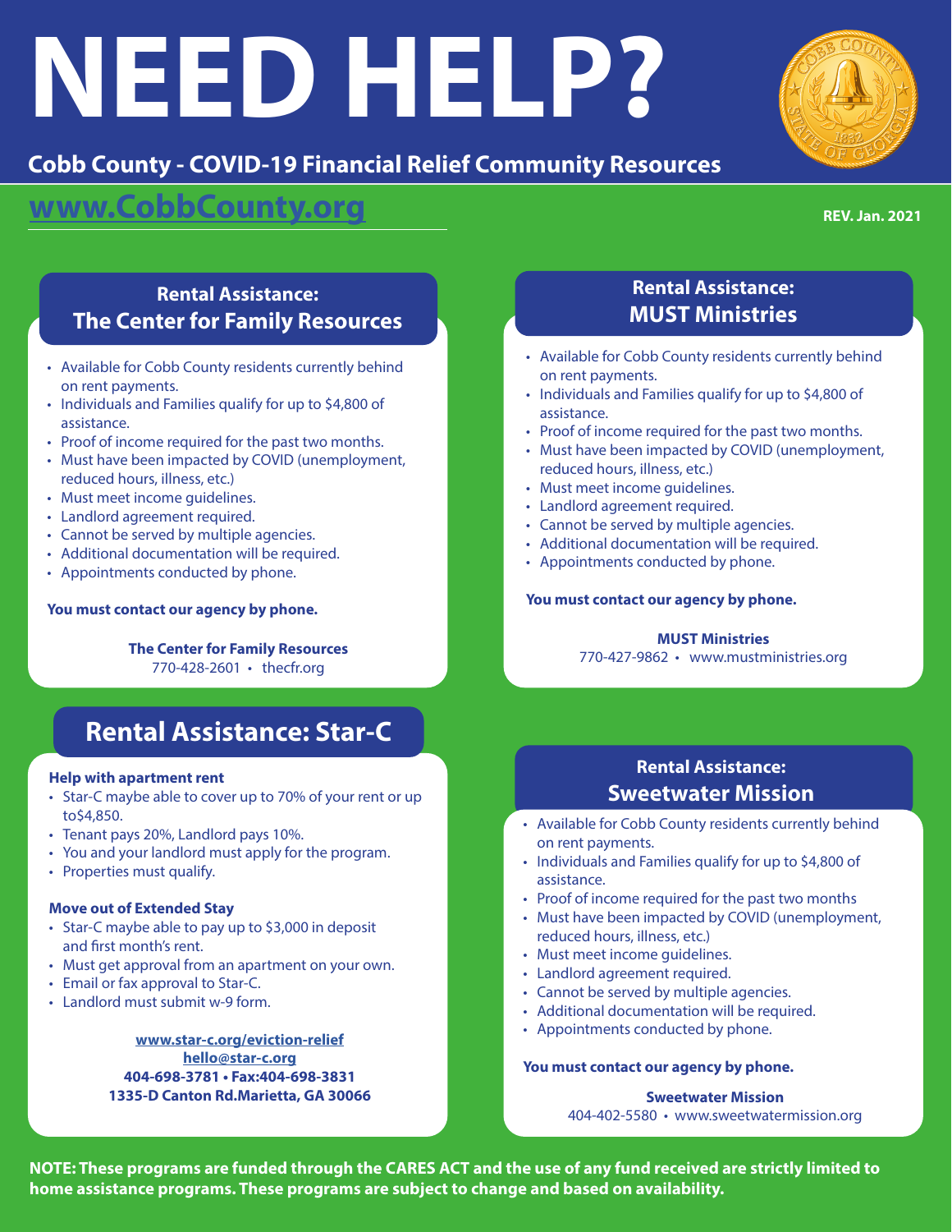# NEED HELP?

## Cobb County - COVID-19 Financial Relief Community Resources

**www.CobbCounty.org**

REV. Jan. 2021

### Rental Assistance: The Center for Family Resources

- Available for Cobb County residents currently behind on rent payments.
- Individuals and Families qualify for up to $4,800 of assistance.
- Proof of income required for the past two months.
- Must have been impacted by COVID (unemployment, reduced hours, illness, etc.)
- Must meet income guidelines.
- Landlord agreement required.
- Cannot be served by multiple agencies.
- Additional documentation will be required.
- Appointments conducted by phone.

**You must contact our agency by phone.**

**The Center for Family Resources**
770-428-2601 • thecfr.org

### Rental Assistance: MUST Ministries

- Available for Cobb County residents currently behind on rent payments.
- Individuals and Families qualify for up to $4,800 of assistance.
- Proof of income required for the past two months.
- Must have been impacted by COVID (unemployment, reduced hours, illness, etc.)
- Must meet income guidelines.
- Landlord agreement required.
- Cannot be served by multiple agencies.
- Additional documentation will be required.
- Appointments conducted by phone.

**You must contact our agency by phone.**

**MUST Ministries**
770-427-9862 • www.mustministries.org

### Rental Assistance: Star-C

**Help with apartment rent**

- Star-C maybe able to cover up to 70% of your rent or up to$4,850.
- Tenant pays 20%, Landlord pays 10%.
- You and your landlord must apply for the program.
- Properties must qualify.

**Move out of Extended Stay**

- Star-C maybe able to pay up to $3,000 in deposit and first month's rent.
- Must get approval from an apartment on your own.
- Email or fax approval to Star-C.
- Landlord must submit w-9 form.

**www.star-c.org/eviction-relief**
**hello@star-c.org**
**404-698-3781 • Fax:404-698-3831**
**1335-D Canton Rd.Marietta, GA 30066**

### Rental Assistance: Sweetwater Mission

- Available for Cobb County residents currently behind on rent payments.
- Individuals and Families qualify for up to $4,800 of assistance.
- Proof of income required for the past two months
- Must have been impacted by COVID (unemployment, reduced hours, illness, etc.)
- Must meet income guidelines.
- Landlord agreement required.
- Cannot be served by multiple agencies.
- Additional documentation will be required.
- Appointments conducted by phone.

**You must contact our agency by phone.**

**Sweetwater Mission**
404-402-5580 • www.sweetwatermission.org

**NOTE: These programs are funded through the CARES ACT and the use of any fund received are strictly limited to home assistance programs. These programs are subject to change and based on availability.**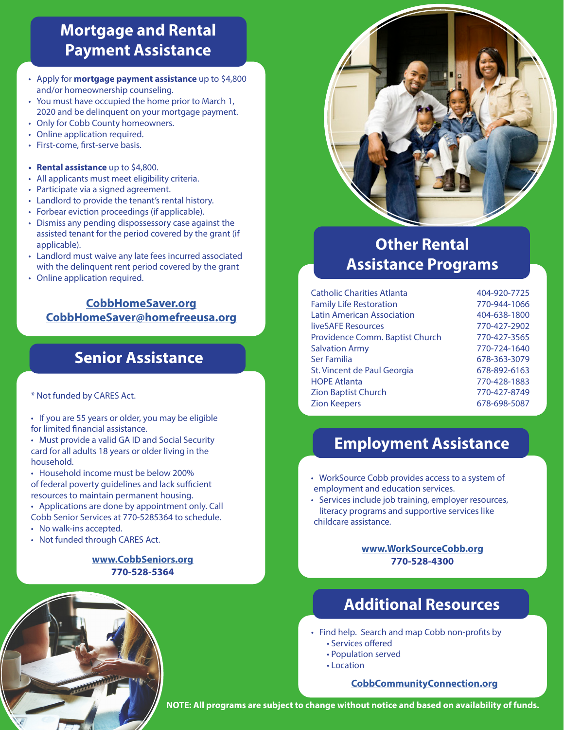## Mortgage and Rental Payment Assistance

- Apply for **mortgage payment assistance** up to $4,800 and/or homeownership counseling.
- You must have occupied the home prior to March 1, 2020 and be delinquent on your mortgage payment.
- Only for Cobb County homeowners.
- Online application required.
- First-come, first-serve basis.

- **Rental assistance** up to $4,800.
- All applicants must meet eligibility criteria.
- Participate via a signed agreement.
- Landlord to provide the tenant's rental history.
- Forbear eviction proceedings (if applicable).
- Dismiss any pending dispossessory case against the assisted tenant for the period covered by the grant (if applicable).
- Landlord must waive any late fees incurred associated with the delinquent rent period covered by the grant
- Online application required.

**CobbHomeSaver.org**
**CobbHomeSaver@homefreeusa.org**

## Senior Assistance

* Not funded by CARES Act.

- If you are 55 years or older, you may be eligible for limited financial assistance.
- Must provide a valid GA ID and Social Security card for all adults 18 years or older living in the household.
- Household income must be below 200% of federal poverty guidelines and lack sufficient resources to maintain permanent housing.
- Applications are done by appointment only. Call Cobb Senior Services at 770-5285364 to schedule.
- No walk-ins accepted.
- Not funded through CARES Act.

**www.CobbSeniors.org**
**770-528-5364**

## Other Rental Assistance Programs

| | |
|---|---|
| Catholic Charities Atlanta | 404-920-7725 |
| Family Life Restoration | 770-944-1066 |
| Latin American Association | 404-638-1800 |
| liveSAFE Resources | 770-427-2902 |
| Providence Comm. Baptist Church | 770-427-3565 |
| Salvation Army | 770-724-1640 |
| Ser Familia | 678-363-3079 |
| St. Vincent de Paul Georgia | 678-892-6163 |
| HOPE Atlanta | 770-428-1883 |
| Zion Baptist Church | 770-427-8749 |
| Zion Keepers | 678-698-5087 |

## Employment Assistance

- WorkSource Cobb provides access to a system of employment and education services.
- Services include job training, employer resources, literacy programs and supportive services like childcare assistance.

**www.WorkSourceCobb.org**
**770-528-4300**

## Additional Resources

- Find help. Search and map Cobb non-profits by
  - Services offered
  - Population served
  - Location

**CobbCommunityConnection.org**

**NOTE: All programs are subject to change without notice and based on availability of funds.**